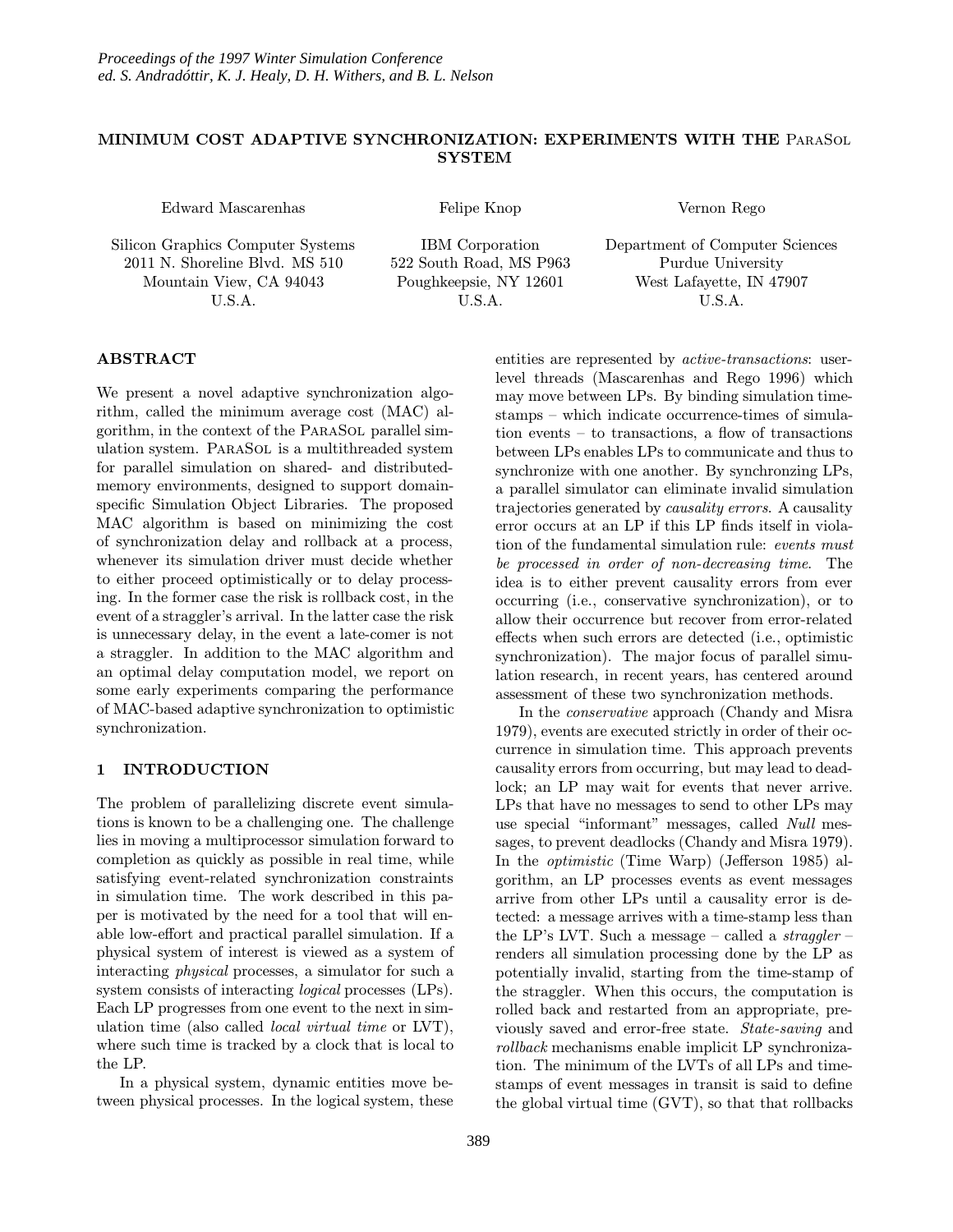# MINIMUM COST ADAPTIVE SYNCHRONIZATION: EXPERIMENTS WITH THE ParaSol SYSTEM

Edward Mascarenhas

Silicon Graphics Computer Systems
2011 N. Shoreline Blvd. MS 510
Mountain View, CA 94043
U.S.A.

Felipe Knop

IBM Corporation
522 South Road, MS P963
Poughkeepsie, NY 12601
U.S.A.

Vernon Rego

Department of Computer Sciences
Purdue University
West Lafayette, IN 47907
U.S.A.

## ABSTRACT

We present a novel adaptive synchronization algorithm, called the minimum average cost (MAC) algorithm, in the context of the ParaSol parallel simulation system. ParaSol is a multithreaded system for parallel simulation on shared- and distributed-memory environments, designed to support domain-specific Simulation Object Libraries. The proposed MAC algorithm is based on minimizing the cost of synchronization delay and rollback at a process, whenever its simulation driver must decide whether to either proceed optimistically or to delay processing. In the former case the risk is rollback cost, in the event of a straggler's arrival. In the latter case the risk is unnecessary delay, in the event a late-comer is not a straggler. In addition to the MAC algorithm and an optimal delay computation model, we report on some early experiments comparing the performance of MAC-based adaptive synchronization to optimistic synchronization.

## 1 INTRODUCTION

The problem of parallelizing discrete event simulations is known to be a challenging one. The challenge lies in moving a multiprocessor simulation forward to completion as quickly as possible in real time, while satisfying event-related synchronization constraints in simulation time. The work described in this paper is motivated by the need for a tool that will enable low-effort and practical parallel simulation. If a physical system of interest is viewed as a system of interacting *physical* processes, a simulator for such a system consists of interacting *logical* processes (LPs). Each LP progresses from one event to the next in simulation time (also called *local virtual time* or LVT), where such time is tracked by a clock that is local to the LP.

In a physical system, dynamic entities move between physical processes. In the logical system, these entities are represented by *active-transactions*: user-level threads (Mascarenhas and Rego 1996) which may move between LPs. By binding simulation timestamps – which indicate occurrence-times of simulation events – to transactions, a flow of transactions between LPs enables LPs to communicate and thus to synchronize with one another. By synchronzing LPs, a parallel simulator can eliminate invalid simulation trajectories generated by *causality errors*. A causality error occurs at an LP if this LP finds itself in violation of the fundamental simulation rule: *events must be processed in order of non-decreasing time*. The idea is to either prevent causality errors from ever occurring (i.e., conservative synchronization), or to allow their occurrence but recover from error-related effects when such errors are detected (i.e., optimistic synchronization). The major focus of parallel simulation research, in recent years, has centered around assessment of these two synchronization methods.

In the *conservative* approach (Chandy and Misra 1979), events are executed strictly in order of their occurrence in simulation time. This approach prevents causality errors from occurring, but may lead to deadlock; an LP may wait for events that never arrive. LPs that have no messages to send to other LPs may use special "informant" messages, called *Null* messages, to prevent deadlocks (Chandy and Misra 1979). In the *optimistic* (Time Warp) (Jefferson 1985) algorithm, an LP processes events as event messages arrive from other LPs until a causality error is detected: a message arrives with a time-stamp less than the LP's LVT. Such a message – called a *straggler* – renders all simulation processing done by the LP as potentially invalid, starting from the time-stamp of the straggler. When this occurs, the computation is rolled back and restarted from an appropriate, previously saved and error-free state. *State-saving* and *rollback* mechanisms enable implicit LP synchronization. The minimum of the LVTs of all LPs and timestamps of event messages in transit is said to define the global virtual time (GVT), so that that rollbacks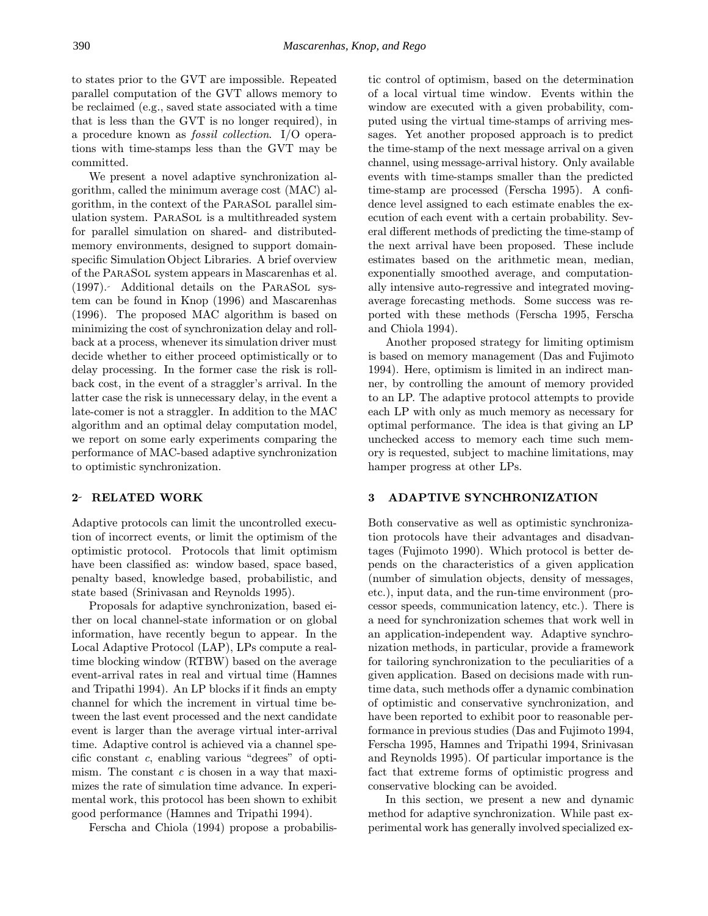to states prior to the GVT are impossible. Repeated parallel computation of the GVT allows memory to be reclaimed (e.g., saved state associated with a time that is less than the GVT is no longer required), in a procedure known as *fossil collection*. I/O operations with time-stamps less than the GVT may be committed.

We present a novel adaptive synchronization algorithm, called the minimum average cost (MAC) algorithm, in the context of the ParaSol parallel simulation system. ParaSol is a multithreaded system for parallel simulation on shared- and distributed-memory environments, designed to support domain-specific Simulation Object Libraries. A brief overview of the ParaSol system appears in Mascarenhas et al. (1997). Additional details on the ParaSol system can be found in Knop (1996) and Mascarenhas (1996). The proposed MAC algorithm is based on minimizing the cost of synchronization delay and rollback at a process, whenever its simulation driver must decide whether to either proceed optimistically or to delay processing. In the former case the risk is rollback cost, in the event of a straggler's arrival. In the latter case the risk is unnecessary delay, in the event a late-comer is not a straggler. In addition to the MAC algorithm and an optimal delay computation model, we report on some early experiments comparing the performance of MAC-based adaptive synchronization to optimistic synchronization.

## 2 RELATED WORK

Adaptive protocols can limit the uncontrolled execution of incorrect events, or limit the optimism of the optimistic protocol. Protocols that limit optimism have been classified as: window based, space based, penalty based, knowledge based, probabilistic, and state based (Srinivasan and Reynolds 1995).

Proposals for adaptive synchronization, based either on local channel-state information or on global information, have recently begun to appear. In the Local Adaptive Protocol (LAP), LPs compute a real-time blocking window (RTBW) based on the average event-arrival rates in real and virtual time (Hamnes and Tripathi 1994). An LP blocks if it finds an empty channel for which the increment in virtual time between the last event processed and the next candidate event is larger than the average virtual inter-arrival time. Adaptive control is achieved via a channel specific constant $c$, enabling various "degrees" of optimism. The constant $c$ is chosen in a way that maximizes the rate of simulation time advance. In experimental work, this protocol has been shown to exhibit good performance (Hamnes and Tripathi 1994).

Ferscha and Chiola (1994) propose a probabilistic control of optimism, based on the determination of a local virtual time window. Events within the window are executed with a given probability, computed using the virtual time-stamps of arriving messages. Yet another proposed approach is to predict the time-stamp of the next message arrival on a given channel, using message-arrival history. Only available events with time-stamps smaller than the predicted time-stamp are processed (Ferscha 1995). A confidence level assigned to each estimate enables the execution of each event with a certain probability. Several different methods of predicting the time-stamp of the next arrival have been proposed. These include estimates based on the arithmetic mean, median, exponentially smoothed average, and computationally intensive auto-regressive and integrated moving-average forecasting methods. Some success was reported with these methods (Ferscha 1995, Ferscha and Chiola 1994).

Another proposed strategy for limiting optimism is based on memory management (Das and Fujimoto 1994). Here, optimism is limited in an indirect manner, by controlling the amount of memory provided to an LP. The adaptive protocol attempts to provide each LP with only as much memory as necessary for optimal performance. The idea is that giving an LP unchecked access to memory each time such memory is requested, subject to machine limitations, may hamper progress at other LPs.

## 3 ADAPTIVE SYNCHRONIZATION

Both conservative as well as optimistic synchronization protocols have their advantages and disadvantages (Fujimoto 1990). Which protocol is better depends on the characteristics of a given application (number of simulation objects, density of messages, etc.), input data, and the run-time environment (processor speeds, communication latency, etc.). There is a need for synchronization schemes that work well in an application-independent way. Adaptive synchronization methods, in particular, provide a framework for tailoring synchronization to the peculiarities of a given application. Based on decisions made with run-time data, such methods offer a dynamic combination of optimistic and conservative synchronization, and have been reported to exhibit poor to reasonable performance in previous studies (Das and Fujimoto 1994, Ferscha 1995, Hamnes and Tripathi 1994, Srinivasan and Reynolds 1995). Of particular importance is the fact that extreme forms of optimistic progress and conservative blocking can be avoided.

In this section, we present a new and dynamic method for adaptive synchronization. While past experimental work has generally involved specialized ex-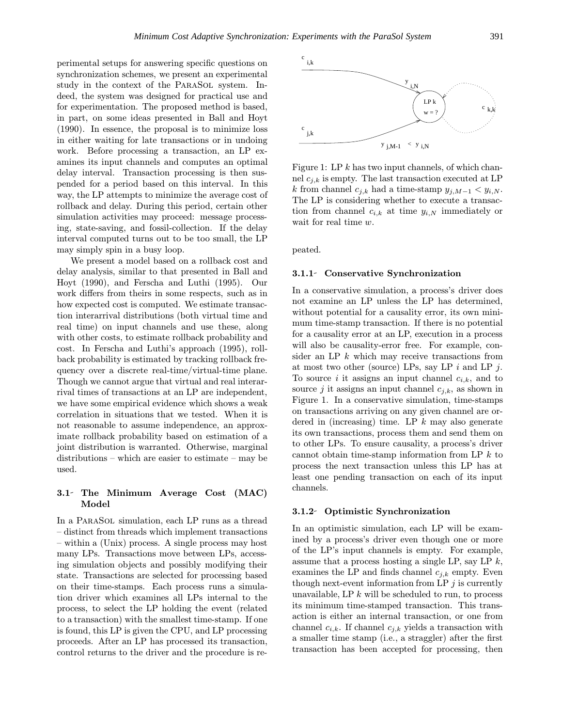perimental setups for answering specific questions on synchronization schemes, we present an experimental study in the context of the ParaSol system. Indeed, the system was designed for practical use and for experimentation. The proposed method is based, in part, on some ideas presented in Ball and Hoyt (1990). In essence, the proposal is to minimize loss in either waiting for late transactions or in undoing work. Before processing a transaction, an LP examines its input channels and computes an optimal delay interval. Transaction processing is then suspended for a period based on this interval. In this way, the LP attempts to minimize the average cost of rollback and delay. During this period, certain other simulation activities may proceed: message processing, state-saving, and fossil-collection. If the delay interval computed turns out to be too small, the LP may simply spin in a busy loop.

We present a model based on a rollback cost and delay analysis, similar to that presented in Ball and Hoyt (1990), and Ferscha and Luthi (1995). Our work differs from theirs in some respects, such as in how expected cost is computed. We estimate transaction interarrival distributions (both virtual time and real time) on input channels and use these, along with other costs, to estimate rollback probability and cost. In Ferscha and Luthi's approach (1995), rollback probability is estimated by tracking rollback frequency over a discrete real-time/virtual-time plane. Though we cannot argue that virtual and real interarrival times of transactions at an LP are independent, we have some empirical evidence which shows a weak correlation in situations that we tested. When it is not reasonable to assume independence, an approximate rollback probability based on estimation of a joint distribution is warranted. Otherwise, marginal distributions – which are easier to estimate – may be used.

### 3.1 The Minimum Average Cost (MAC) Model

In a ParaSol simulation, each LP runs as a thread – distinct from threads which implement transactions – within a (Unix) process. A single process may host many LPs. Transactions move between LPs, accessing simulation objects and possibly modifying their state. Transactions are selected for processing based on their time-stamps. Each process runs a simulation driver which examines all LPs internal to the process, to select the LP holding the event (related to a transaction) with the smallest time-stamp. If one is found, this LP is given the CPU, and LP processing proceeds. After an LP has processed its transaction, control returns to the driver and the procedure is repeated.

Figure 1: LP $k$ has two input channels, of which channel $c_{j,k}$ is empty. The last transaction executed at LP $k$ from channel $c_{j,k}$ had a time-stamp $y_{j,M-1} < y_{i,N}$. The LP is considering whether to execute a transaction from channel $c_{i,k}$ at time $y_{i,N}$ immediately or wait for real time $w$.

#### 3.1.1 Conservative Synchronization

In a conservative simulation, a process's driver does not examine an LP unless the LP has determined, without potential for a causality error, its own minimum time-stamp transaction. If there is no potential for a causality error at an LP, execution in a process will also be causality-error free. For example, consider an LP $k$ which may receive transactions from at most two other (source) LPs, say LP $i$ and LP $j$. To source $i$ it assigns an input channel $c_{i,k}$, and to source $j$ it assigns an input channel $c_{j,k}$, as shown in Figure 1. In a conservative simulation, time-stamps on transactions arriving on any given channel are ordered in (increasing) time. LP $k$ may also generate its own transactions, process them and send them on to other LPs. To ensure causality, a process's driver cannot obtain time-stamp information from LP $k$ to process the next transaction unless this LP has at least one pending transaction on each of its input channels.

#### 3.1.2 Optimistic Synchronization

In an optimistic simulation, each LP will be examined by a process's driver even though one or more of the LP's input channels is empty. For example, assume that a process hosting a single LP, say LP $k$, examines the LP and finds channel $c_{j,k}$ empty. Even though next-event information from LP $j$ is currently unavailable, LP $k$ will be scheduled to run, to process its minimum time-stamped transaction. This transaction is either an internal transaction, or one from channel $c_{i,k}$. If channel $c_{j,k}$ yields a transaction with a smaller time stamp (i.e., a straggler) after the first transaction has been accepted for processing, then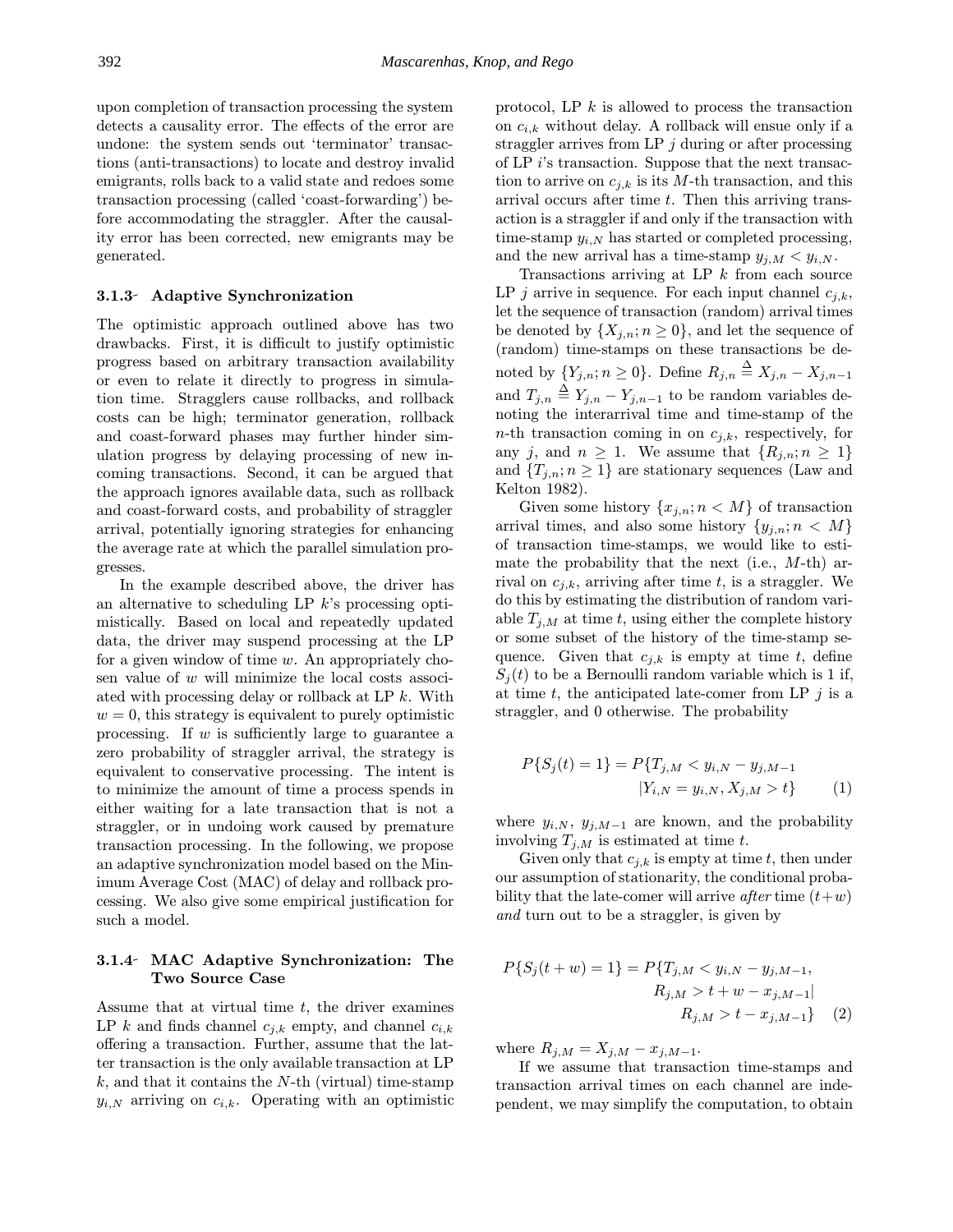upon completion of transaction processing the system detects a causality error. The effects of the error are undone: the system sends out 'terminator' transactions (anti-transactions) to locate and destroy invalid emigrants, rolls back to a valid state and redoes some transaction processing (called 'coast-forwarding') before accommodating the straggler. After the causality error has been corrected, new emigrants may be generated.

### 3.1.3- Adaptive Synchronization

The optimistic approach outlined above has two drawbacks. First, it is difficult to justify optimistic progress based on arbitrary transaction availability or even to relate it directly to progress in simulation time. Stragglers cause rollbacks, and rollback costs can be high; terminator generation, rollback and coast-forward phases may further hinder simulation progress by delaying processing of new incoming transactions. Second, it can be argued that the approach ignores available data, such as rollback and coast-forward costs, and probability of straggler arrival, potentially ignoring strategies for enhancing the average rate at which the parallel simulation progresses.

In the example described above, the driver has an alternative to scheduling LP $k$'s processing optimistically. Based on local and repeatedly updated data, the driver may suspend processing at the LP for a given window of time $w$. An appropriately chosen value of $w$ will minimize the local costs associated with processing delay or rollback at LP $k$. With $w = 0$, this strategy is equivalent to purely optimistic processing. If $w$ is sufficiently large to guarantee a zero probability of straggler arrival, the strategy is equivalent to conservative processing. The intent is to minimize the amount of time a process spends in either waiting for a late transaction that is not a straggler, or in undoing work caused by premature transaction processing. In the following, we propose an adaptive synchronization model based on the Minimum Average Cost (MAC) of delay and rollback processing. We also give some empirical justification for such a model.

### 3.1.4- MAC Adaptive Synchronization: The Two Source Case

Assume that at virtual time $t$, the driver examines LP $k$ and finds channel $c_{j,k}$ empty, and channel $c_{i,k}$ offering a transaction. Further, assume that the latter transaction is the only available transaction at LP $k$, and that it contains the $N$-th (virtual) time-stamp $y_{i,N}$ arriving on $c_{i,k}$. Operating with an optimistic protocol, LP $k$ is allowed to process the transaction on $c_{i,k}$ without delay. A rollback will ensue only if a straggler arrives from LP $j$ during or after processing of LP $i$'s transaction. Suppose that the next transaction to arrive on $c_{j,k}$ is its $M$-th transaction, and this arrival occurs after time $t$. Then this arriving transaction is a straggler if and only if the transaction with time-stamp $y_{i,N}$ has started or completed processing, and the new arrival has a time-stamp $y_{j,M} < y_{i,N}$.

Transactions arriving at LP $k$ from each source LP $j$ arrive in sequence. For each input channel $c_{j,k}$, let the sequence of transaction (random) arrival times be denoted by $\{X_{j,n}; n \geq 0\}$, and let the sequence of (random) time-stamps on these transactions be denoted by $\{Y_{j,n}; n \geq 0\}$. Define $R_{j,n} \triangleq X_{j,n} - X_{j,n-1}$ and $T_{j,n} \triangleq Y_{j,n} - Y_{j,n-1}$ to be random variables denoting the interarrival time and time-stamp of the $n$-th transaction coming in on $c_{j,k}$, respectively, for any $j$, and $n \geq 1$. We assume that $\{R_{j,n}; n \geq 1\}$ and $\{T_{j,n}; n \geq 1\}$ are stationary sequences (Law and Kelton 1982).

Given some history $\{x_{j,n}; n < M\}$ of transaction arrival times, and also some history $\{y_{j,n}; n < M\}$ of transaction time-stamps, we would like to estimate the probability that the next (i.e., $M$-th) arrival on $c_{j,k}$, arriving after time $t$, is a straggler. We do this by estimating the distribution of random variable $T_{j,M}$ at time $t$, using either the complete history or some subset of the history of the time-stamp sequence. Given that $c_{j,k}$ is empty at time $t$, define $S_j(t)$ to be a Bernoulli random variable which is 1 if, at time $t$, the anticipated late-comer from LP $j$ is a straggler, and 0 otherwise. The probability

$$P\{S_j(t) = 1\} = P\{T_{j,M} < y_{i,N} - y_{j,M-1} \,|\, Y_{i,N} = y_{i,N}, X_{j,M} > t\} \quad (1)$$

where $y_{i,N}$, $y_{j,M-1}$ are known, and the probability involving $T_{j,M}$ is estimated at time $t$.

Given only that $c_{j,k}$ is empty at time $t$, then under our assumption of stationarity, the conditional probability that the late-comer will arrive *after* time $(t+w)$ *and* turn out to be a straggler, is given by

$$P\{S_j(t+w) = 1\} = P\{T_{j,M} < y_{i,N} - y_{j,M-1}, R_{j,M} > t + w - x_{j,M-1} \,|\, R_{j,M} > t - x_{j,M-1}\} \quad (2)$$

where $R_{j,M} = X_{j,M} - x_{j,M-1}$.

If we assume that transaction time-stamps and transaction arrival times on each channel are independent, we may simplify the computation, to obtain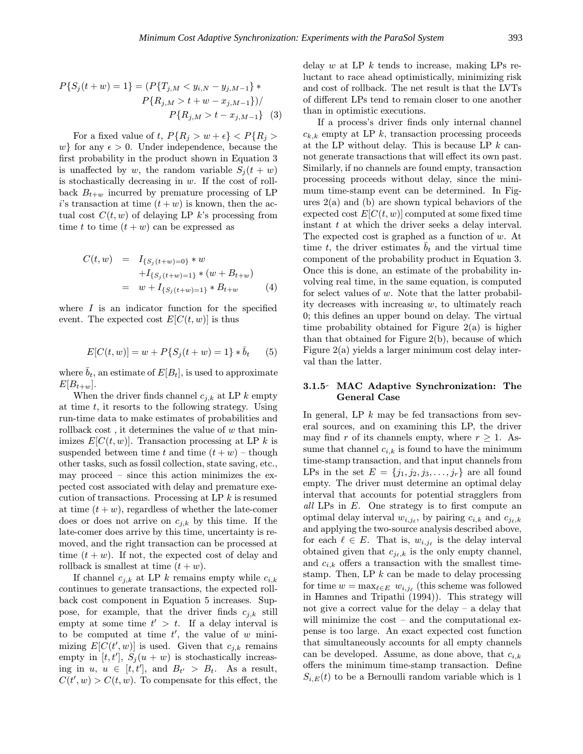$$P\{S_j(t+w)=1\} = (P\{T_{j,M} < y_{i,N} - y_{j,M-1}\} * P\{R_{j,M} > t + w - x_{j,M-1}\}) / P\{R_{j,M} > t - x_{j,M-1}\} \quad (3)$$

For a fixed value of $t$, $P\{R_j > w + \epsilon\} < P\{R_j > w\}$ for any $\epsilon > 0$. Under independence, because the first probability in the product shown in Equation 3 is unaffected by $w$, the random variable $S_j(t+w)$ is stochastically decreasing in $w$. If the cost of rollback $B_{t+w}$ incurred by premature processing of LP $i$'s transaction at time $(t+w)$ is known, then the actual cost $C(t,w)$ of delaying LP $k$'s processing from time $t$ to time $(t+w)$ can be expressed as

$$\begin{aligned} C(t,w) &= I_{\{S_j(t+w)=0\}} * w \\ &\quad + I_{\{S_j(t+w)=1\}} * (w + B_{t+w}) \\ &= w + I_{\{S_j(t+w)=1\}} * B_{t+w} \end{aligned} \quad (4)$$

where $I$ is an indicator function for the specified event. The expected cost $E[C(t,w)]$ is thus

$$E[C(t,w)] = w + P\{S_j(t+w)=1\} * \bar{b}_t \quad (5)$$

where $\bar{b}_t$, an estimate of $E[B_t]$, is used to approximate $E[B_{t+w}]$.

When the driver finds channel $c_{j,k}$ at LP $k$ empty at time $t$, it resorts to the following strategy. Using run-time data to make estimates of probabilities and rollback cost , it determines the value of $w$ that minimizes $E[C(t,w)]$. Transaction processing at LP $k$ is suspended between time $t$ and time $(t+w)$ – though other tasks, such as fossil collection, state saving, etc., may proceed – since this action minimizes the expected cost associated with delay and premature execution of transactions. Processing at LP $k$ is resumed at time $(t+w)$, regardless of whether the late-comer does or does not arrive on $c_{j,k}$ by this time. If the late-comer does arrive by this time, uncertainty is removed, and the right transaction can be processed at time $(t+w)$. If not, the expected cost of delay and rollback is smallest at time $(t+w)$.

If channel $c_{j,k}$ at LP $k$ remains empty while $c_{i,k}$ continues to generate transactions, the expected rollback cost component in Equation 5 increases. Suppose, for example, that the driver finds $c_{j,k}$ still empty at some time $t' > t$. If a delay interval is to be computed at time $t'$, the value of $w$ minimizing $E[C(t',w)]$ is used. Given that $c_{j,k}$ remains empty in $[t,t']$, $S_j(u+w)$ is stochastically increasing in $u$, $u \in [t,t']$, and $B_{t'} > B_t$. As a result, $C(t',w) > C(t,w)$. To compensate for this effect, the delay $w$ at LP $k$ tends to increase, making LPs reluctant to race ahead optimistically, minimizing risk and cost of rollback. The net result is that the LVTs of different LPs tend to remain closer to one another than in optimistic executions.

If a process's driver finds only internal channel $c_{k,k}$ empty at LP $k$, transaction processing proceeds at the LP without delay. This is because LP $k$ cannot generate transactions that will effect its own past. Similarly, if no channels are found empty, transaction processing proceeds without delay, since the minimum time-stamp event can be determined. In Figures 2(a) and (b) are shown typical behaviors of the expected cost $E[C(t,w)]$ computed at some fixed time instant $t$ at which the driver seeks a delay interval. The expected cost is graphed as a function of $w$. At time $t$, the driver estimates $\bar{b}_t$ and the virtual time component of the probability product in Equation 3. Once this is done, an estimate of the probability involving real time, in the same equation, is computed for select values of $w$. Note that the latter probability decreases with increasing $w$, to ultimately reach 0; this defines an upper bound on delay. The virtual time probability obtained for Figure 2(a) is higher than that obtained for Figure 2(b), because of which Figure 2(a) yields a larger minimum cost delay interval than the latter.

### 3.1.5 MAC Adaptive Synchronization: The General Case

In general, LP $k$ may be fed transactions from several sources, and on examining this LP, the driver may find $r$ of its channels empty, where $r \geq 1$. Assume that channel $c_{i,k}$ is found to have the minimum time-stamp transaction, and that input channels from LPs in the set $E = \{j_1, j_2, j_3, \ldots, j_r\}$ are all found empty. The driver must determine an optimal delay interval that accounts for potential stragglers from *all* LPs in $E$. One strategy is to first compute an optimal delay interval $w_{i,j_\ell}$, by pairing $c_{i,k}$ and $c_{j_\ell,k}$ and applying the two-source analysis described above, for each $\ell \in E$. That is, $w_{i,j_\ell}$ is the delay interval obtained given that $c_{j_\ell,k}$ is the only empty channel, and $c_{i,k}$ offers a transaction with the smallest time-stamp. Then, LP $k$ can be made to delay processing for time $w = \max_{\ell \in E} w_{i,j_\ell}$ (this scheme was followed in Hamnes and Tripathi (1994)). This strategy will not give a correct value for the delay – a delay that will minimize the cost – and the computational expense is too large. An exact expected cost function that simultaneously accounts for all empty channels can be developed. Assume, as done above, that $c_{i,k}$ offers the minimum time-stamp transaction. Define $S_{i,E}(t)$ to be a Bernoulli random variable which is 1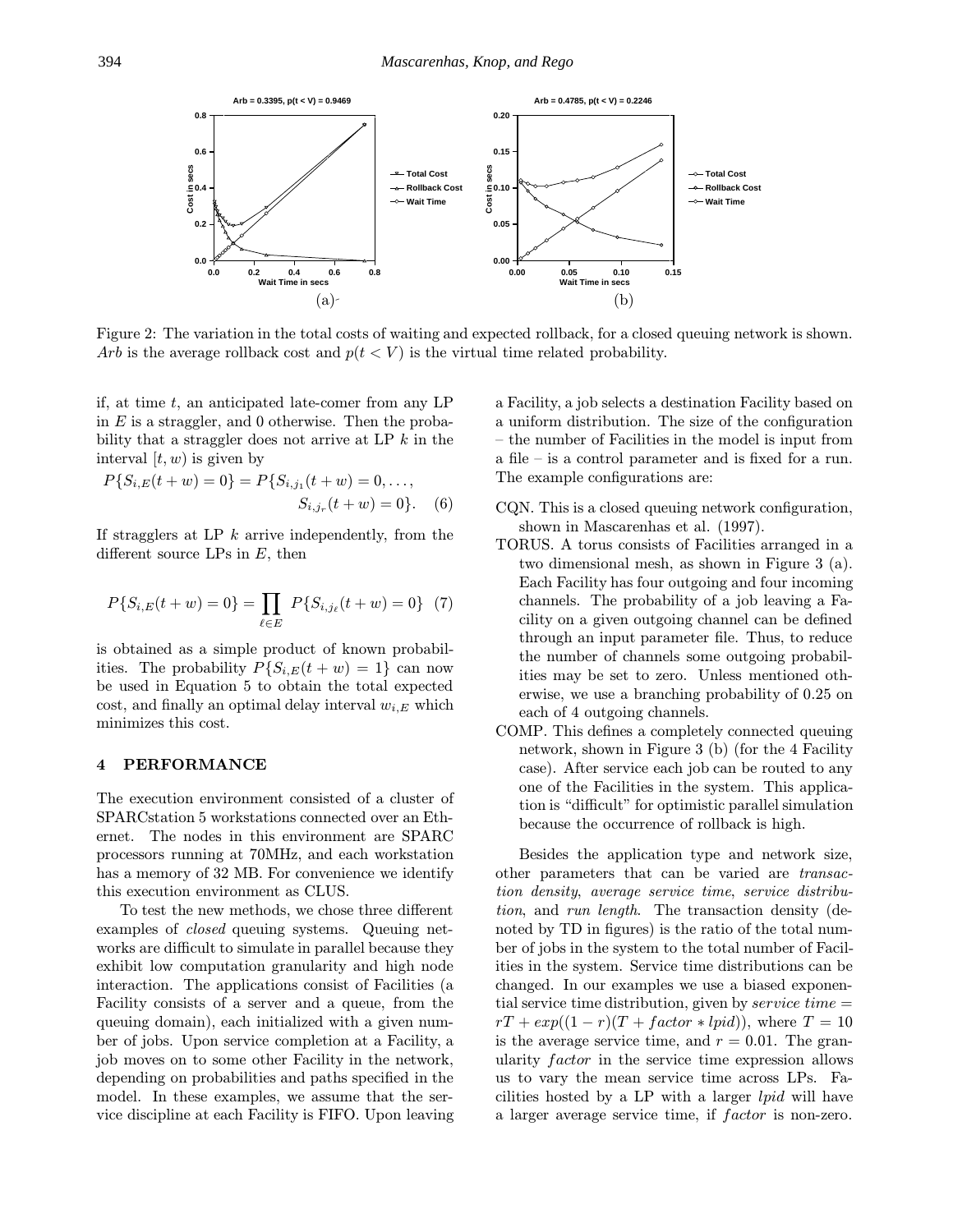Figure 2: The variation in the total costs of waiting and expected rollback, for a closed queuing network is shown. $Arb$ is the average rollback cost and $p(t < V)$ is the virtual time related probability.

if, at time $t$, an anticipated late-comer from any LP in $E$ is a straggler, and 0 otherwise. Then the probability that a straggler does not arrive at LP $k$ in the interval $[t, w)$ is given by

$$P\{S_{i,E}(t+w) = 0\} = P\{S_{i,j_1}(t+w) = 0, \ldots, S_{i,j_r}(t+w) = 0\}. \quad (6)$$

If stragglers at LP $k$ arrive independently, from the different source LPs in $E$, then

$$P\{S_{i,E}(t+w) = 0\} = \prod_{\ell \in E} P\{S_{i,j_\ell}(t+w) = 0\} \quad (7)$$

is obtained as a simple product of known probabilities. The probability $P\{S_{i,E}(t+w) = 1\}$ can now be used in Equation 5 to obtain the total expected cost, and finally an optimal delay interval $w_{i,E}$ which minimizes this cost.

## 4 PERFORMANCE

The execution environment consisted of a cluster of SPARCstation 5 workstations connected over an Ethernet. The nodes in this environment are SPARC processors running at 70MHz, and each workstation has a memory of 32 MB. For convenience we identify this execution environment as CLUS.

To test the new methods, we chose three different examples of *closed* queuing systems. Queuing networks are difficult to simulate in parallel because they exhibit low computation granularity and high node interaction. The applications consist of Facilities (a Facility consists of a server and a queue, from the queuing domain), each initialized with a given number of jobs. Upon service completion at a Facility, a job moves on to some other Facility in the network, depending on probabilities and paths specified in the model. In these examples, we assume that the service discipline at each Facility is FIFO. Upon leaving a Facility, a job selects a destination Facility based on a uniform distribution. The size of the configuration – the number of Facilities in the model is input from a file – is a control parameter and is fixed for a run. The example configurations are:

- CQN. This is a closed queuing network configuration, shown in Mascarenhas et al. (1997).
- TORUS. A torus consists of Facilities arranged in a two dimensional mesh, as shown in Figure 3 (a). Each Facility has four outgoing and four incoming channels. The probability of a job leaving a Facility on a given outgoing channel can be defined through an input parameter file. Thus, to reduce the number of channels some outgoing probabilities may be set to zero. Unless mentioned otherwise, we use a branching probability of 0.25 on each of 4 outgoing channels.
- COMP. This defines a completely connected queuing network, shown in Figure 3 (b) (for the 4 Facility case). After service each job can be routed to any one of the Facilities in the system. This application is "difficult" for optimistic parallel simulation because the occurrence of rollback is high.

Besides the application type and network size, other parameters that can be varied are *transaction density*, *average service time*, *service distribution*, and *run length*. The transaction density (denoted by TD in figures) is the ratio of the total number of jobs in the system to the total number of Facilities in the system. Service time distributions can be changed. In our examples we use a biased exponential service time distribution, given by *service time* $= rT + exp((1-r)(T + factor * lpid))$, where $T = 10$ is the average service time, and $r = 0.01$. The granularity $factor$ in the service time expression allows us to vary the mean service time across LPs. Facilities hosted by a LP with a larger $lpid$ will have a larger average service time, if $factor$ is non-zero.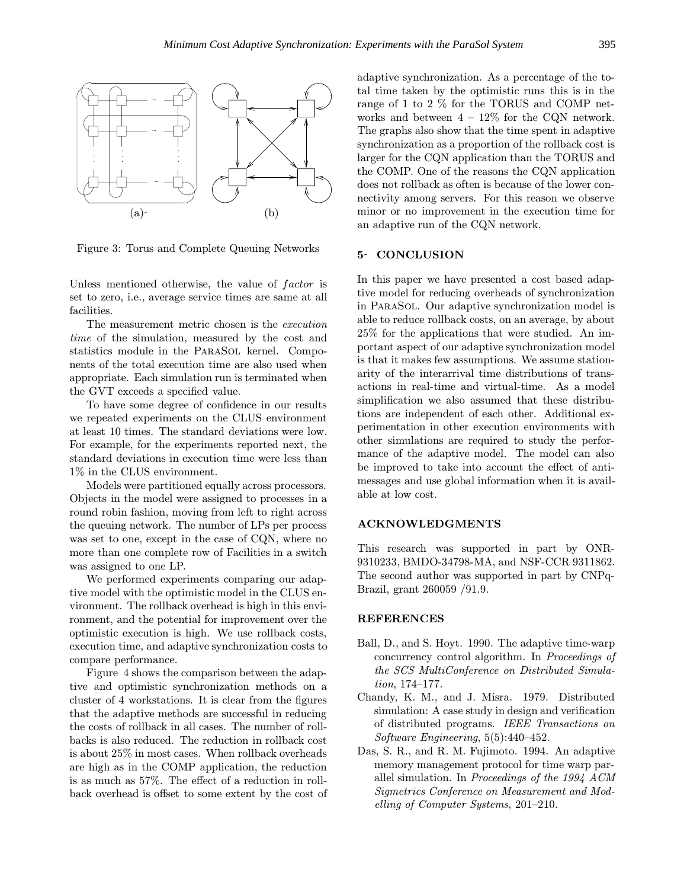(a) (b)

Figure 3: Torus and Complete Queuing Networks

Unless mentioned otherwise, the value of *factor* is set to zero, i.e., average service times are same at all facilities.

The measurement metric chosen is the *execution time* of the simulation, measured by the cost and statistics module in the ParaSol kernel. Components of the total execution time are also used when appropriate. Each simulation run is terminated when the GVT exceeds a specified value.

To have some degree of confidence in our results we repeated experiments on the CLUS environment at least 10 times. The standard deviations were low. For example, for the experiments reported next, the standard deviations in execution time were less than 1% in the CLUS environment.

Models were partitioned equally across processors. Objects in the model were assigned to processes in a round robin fashion, moving from left to right across the queuing network. The number of LPs per process was set to one, except in the case of CQN, where no more than one complete row of Facilities in a switch was assigned to one LP.

We performed experiments comparing our adaptive model with the optimistic model in the CLUS environment. The rollback overhead is high in this environment, and the potential for improvement over the optimistic execution is high. We use rollback costs, execution time, and adaptive synchronization costs to compare performance.

Figure 4 shows the comparison between the adaptive and optimistic synchronization methods on a cluster of 4 workstations. It is clear from the figures that the adaptive methods are successful in reducing the costs of rollback in all cases. The number of rollbacks is also reduced. The reduction in rollback cost is about 25% in most cases. When rollback overheads are high as in the COMP application, the reduction is as much as 57%. The effect of a reduction in rollback overhead is offset to some extent by the cost of adaptive synchronization. As a percentage of the total time taken by the optimistic runs this is in the range of 1 to 2 % for the TORUS and COMP networks and between 4 – 12% for the CQN network. The graphs also show that the time spent in adaptive synchronization as a proportion of the rollback cost is larger for the CQN application than the TORUS and the COMP. One of the reasons the CQN application does not rollback as often is because of the lower connectivity among servers. For this reason we observe minor or no improvement in the execution time for an adaptive run of the CQN network.

## 5 CONCLUSION

In this paper we have presented a cost based adaptive model for reducing overheads of synchronization in ParaSol. Our adaptive synchronization model is able to reduce rollback costs, on an average, by about 25% for the applications that were studied. An important aspect of our adaptive synchronization model is that it makes few assumptions. We assume stationarity of the interarrival time distributions of transactions in real-time and virtual-time. As a model simplification we also assumed that these distributions are independent of each other. Additional experimentation in other execution environments with other simulations are required to study the performance of the adaptive model. The model can also be improved to take into account the effect of antimessages and use global information when it is available at low cost.

## ACKNOWLEDGMENTS

This research was supported in part by ONR-9310233, BMDO-34798-MA, and NSF-CCR 9311862. The second author was supported in part by CNPq-Brazil, grant 260059 /91.9.

## REFERENCES

Ball, D., and S. Hoyt. 1990. The adaptive time-warp concurrency control algorithm. In *Proceedings of the SCS MultiConference on Distributed Simulation*, 174–177.

Chandy, K. M., and J. Misra. 1979. Distributed simulation: A case study in design and verification of distributed programs. *IEEE Transactions on Software Engineering*, 5(5):440–452.

Das, S. R., and R. M. Fujimoto. 1994. An adaptive memory management protocol for time warp parallel simulation. In *Proceedings of the 1994 ACM Sigmetrics Conference on Measurement and Modelling of Computer Systems*, 201–210.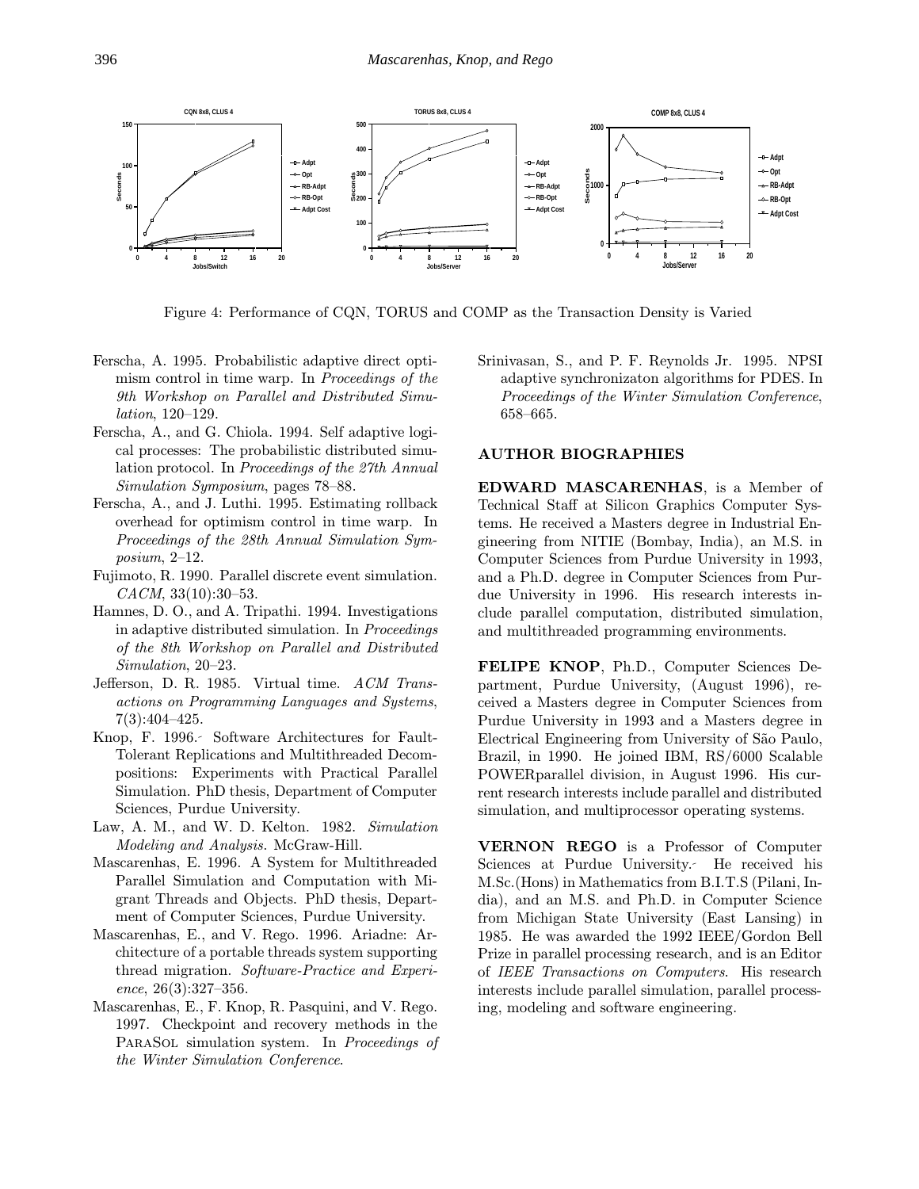CQN 8x8, CLUS 4

150
100
50
0
Seconds
0 4 8 12 16 20
Jobs/Switch

Adpt
Opt
RB-Adpt
RB-Opt
Adpt Cost

TORUS 8x8, CLUS 4

500
400
300
200
100
0
Seconds
0 4 8 12 16 20
Jobs/Server

Adpt
Opt
RB-Adpt
RB-Opt
Adpt Cost

COMP 8x8, CLUS 4

2000
1000
0
Seconds
0 4 8 12 16 20
Jobs/Server

Adpt
Opt
RB-Adpt
RB-Opt
Adpt Cost

Figure 4: Performance of CQN, TORUS and COMP as the Transaction Density is Varied

- Ferscha, A. 1995. Probabilistic adaptive direct optimism control in time warp. In *Proceedings of the 9th Workshop on Parallel and Distributed Simulation*, 120–129.
- Ferscha, A., and G. Chiola. 1994. Self adaptive logical processes: The probabilistic distributed simulation protocol. In *Proceedings of the 27th Annual Simulation Symposium*, pages 78–88.
- Ferscha, A., and J. Luthi. 1995. Estimating rollback overhead for optimism control in time warp. In *Proceedings of the 28th Annual Simulation Symposium*, 2–12.
- Fujimoto, R. 1990. Parallel discrete event simulation. *CACM*, 33(10):30–53.
- Hamnes, D. O., and A. Tripathi. 1994. Investigations in adaptive distributed simulation. In *Proceedings of the 8th Workshop on Parallel and Distributed Simulation*, 20–23.
- Jefferson, D. R. 1985. Virtual time. *ACM Transactions on Programming Languages and Systems*, 7(3):404–425.
- Knop, F. 1996. Software Architectures for Fault-Tolerant Replications and Multithreaded Decompositions: Experiments with Practical Parallel Simulation. PhD thesis, Department of Computer Sciences, Purdue University.
- Law, A. M., and W. D. Kelton. 1982. *Simulation Modeling and Analysis*. McGraw-Hill.
- Mascarenhas, E. 1996. A System for Multithreaded Parallel Simulation and Computation with Migrant Threads and Objects. PhD thesis, Department of Computer Sciences, Purdue University.
- Mascarenhas, E., and V. Rego. 1996. Ariadne: Architecture of a portable threads system supporting thread migration. *Software-Practice and Experience*, 26(3):327–356.
- Mascarenhas, E., F. Knop, R. Pasquini, and V. Rego. 1997. Checkpoint and recovery methods in the ParaSol simulation system. In *Proceedings of the Winter Simulation Conference*.
- Srinivasan, S., and P. F. Reynolds Jr. 1995. NPSI adaptive synchronizaton algorithms for PDES. In *Proceedings of the Winter Simulation Conference*, 658–665.

## AUTHOR BIOGRAPHIES

**EDWARD MASCARENHAS**, is a Member of Technical Staff at Silicon Graphics Computer Systems. He received a Masters degree in Industrial Engineering from NITIE (Bombay, India), an M.S. in Computer Sciences from Purdue University in 1993, and a Ph.D. degree in Computer Sciences from Purdue University in 1996. His research interests include parallel computation, distributed simulation, and multithreaded programming environments.

**FELIPE KNOP**, Ph.D., Computer Sciences Department, Purdue University, (August 1996), received a Masters degree in Computer Sciences from Purdue University in 1993 and a Masters degree in Electrical Engineering from University of São Paulo, Brazil, in 1990. He joined IBM, RS/6000 Scalable POWERparallel division, in August 1996. His current research interests include parallel and distributed simulation, and multiprocessor operating systems.

**VERNON REGO** is a Professor of Computer Sciences at Purdue University. He received his M.Sc.(Hons) in Mathematics from B.I.T.S (Pilani, India), and an M.S. and Ph.D. in Computer Science from Michigan State University (East Lansing) in 1985. He was awarded the 1992 IEEE/Gordon Bell Prize in parallel processing research, and is an Editor of *IEEE Transactions on Computers*. His research interests include parallel simulation, parallel processing, modeling and software engineering.